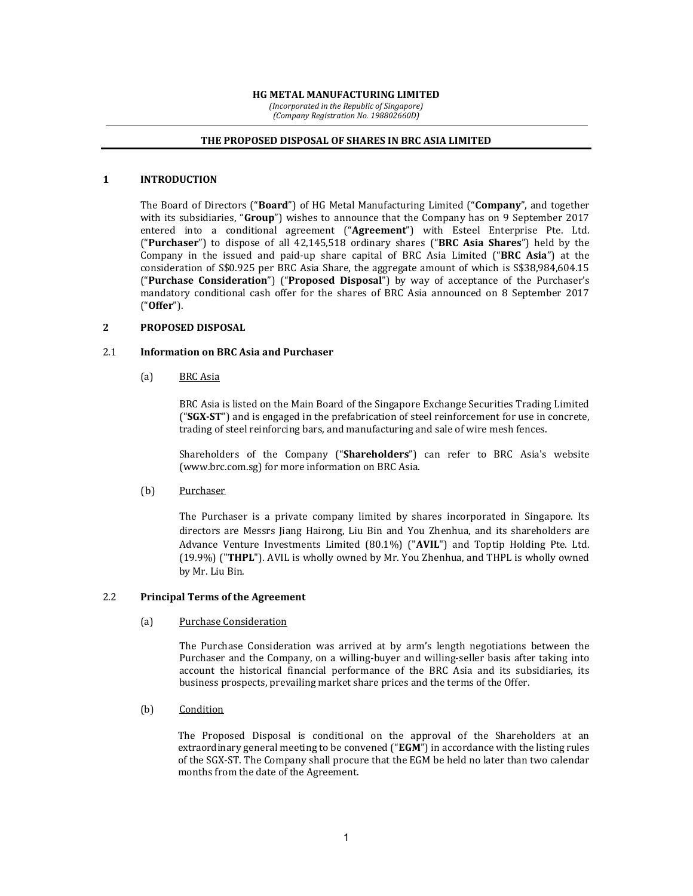**HG METAL MANUFACTURING LIMITED**

*(Incorporated in the Republic of Singapore)*
*(Company Registration No. 198802660D)*

# THE PROPOSED DISPOSAL OF SHARES IN BRC ASIA LIMITED

## 1 INTRODUCTION

The Board of Directors ("**Board**") of HG Metal Manufacturing Limited ("**Company**", and together with its subsidiaries, "**Group**") wishes to announce that the Company has on 9 September 2017 entered into a conditional agreement ("**Agreement**") with Esteel Enterprise Pte. Ltd. ("**Purchaser**") to dispose of all 42,145,518 ordinary shares ("**BRC Asia Shares**") held by the Company in the issued and paid-up share capital of BRC Asia Limited ("**BRC Asia**") at the consideration of S$0.925 per BRC Asia Share, the aggregate amount of which is S$38,984,604.15 ("**Purchase Consideration**") ("**Proposed Disposal**") by way of acceptance of the Purchaser's mandatory conditional cash offer for the shares of BRC Asia announced on 8 September 2017 ("**Offer**").

## 2 PROPOSED DISPOSAL

### 2.1 Information on BRC Asia and Purchaser

(a) BRC Asia

BRC Asia is listed on the Main Board of the Singapore Exchange Securities Trading Limited ("**SGX-ST**") and is engaged in the prefabrication of steel reinforcement for use in concrete, trading of steel reinforcing bars, and manufacturing and sale of wire mesh fences.

Shareholders of the Company ("**Shareholders**") can refer to BRC Asia's website (www.brc.com.sg) for more information on BRC Asia.

(b) Purchaser

The Purchaser is a private company limited by shares incorporated in Singapore. Its directors are Messrs Jiang Hairong, Liu Bin and You Zhenhua, and its shareholders are Advance Venture Investments Limited (80.1%) ("**AVIL**") and Toptip Holding Pte. Ltd. (19.9%) ("**THPL**"). AVIL is wholly owned by Mr. You Zhenhua, and THPL is wholly owned by Mr. Liu Bin.

### 2.2 Principal Terms of the Agreement

(a) Purchase Consideration

The Purchase Consideration was arrived at by arm's length negotiations between the Purchaser and the Company, on a willing-buyer and willing-seller basis after taking into account the historical financial performance of the BRC Asia and its subsidiaries, its business prospects, prevailing market share prices and the terms of the Offer.

(b) Condition

The Proposed Disposal is conditional on the approval of the Shareholders at an extraordinary general meeting to be convened ("**EGM**") in accordance with the listing rules of the SGX-ST. The Company shall procure that the EGM be held no later than two calendar months from the date of the Agreement.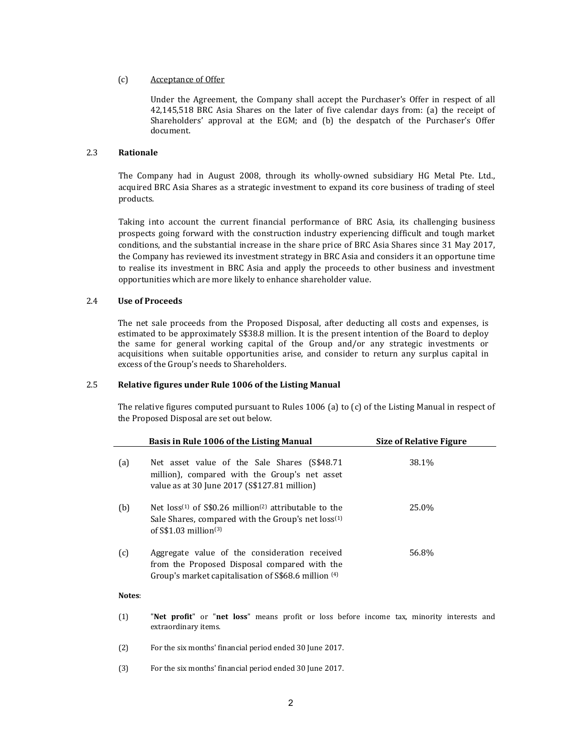(c) Acceptance of Offer

Under the Agreement, the Company shall accept the Purchaser's Offer in respect of all 42,145,518 BRC Asia Shares on the later of five calendar days from: (a) the receipt of Shareholders' approval at the EGM; and (b) the despatch of the Purchaser's Offer document.

## 2.3 Rationale

The Company had in August 2008, through its wholly-owned subsidiary HG Metal Pte. Ltd., acquired BRC Asia Shares as a strategic investment to expand its core business of trading of steel products.

Taking into account the current financial performance of BRC Asia, its challenging business prospects going forward with the construction industry experiencing difficult and tough market conditions, and the substantial increase in the share price of BRC Asia Shares since 31 May 2017, the Company has reviewed its investment strategy in BRC Asia and considers it an opportune time to realise its investment in BRC Asia and apply the proceeds to other business and investment opportunities which are more likely to enhance shareholder value.

## 2.4 Use of Proceeds

The net sale proceeds from the Proposed Disposal, after deducting all costs and expenses, is estimated to be approximately S$38.8 million. It is the present intention of the Board to deploy the same for general working capital of the Group and/or any strategic investments or acquisitions when suitable opportunities arise, and consider to return any surplus capital in excess of the Group's needs to Shareholders.

## 2.5 Relative figures under Rule 1006 of the Listing Manual

The relative figures computed pursuant to Rules 1006 (a) to (c) of the Listing Manual in respect of the Proposed Disposal are set out below.

| | Basis in Rule 1006 of the Listing Manual | Size of Relative Figure |
|---|---|---|
| (a) | Net asset value of the Sale Shares (S$48.71 million), compared with the Group's net asset value as at 30 June 2017 (S$127.81 million) | 38.1% |
| (b) | Net loss[(1)] of S$0.26 million[(2)] attributable to the Sale Shares, compared with the Group's net loss[(1)] of S$1.03 million[(3)] | 25.0% |
| (c) | Aggregate value of the consideration received from the Proposed Disposal compared with the Group's market capitalisation of S$68.6 million [(4)] | 56.8% |

**Notes**:

(1) "**Net profit**" or "**net loss**" means profit or loss before income tax, minority interests and extraordinary items.

(2) For the six months' financial period ended 30 June 2017.

(3) For the six months' financial period ended 30 June 2017.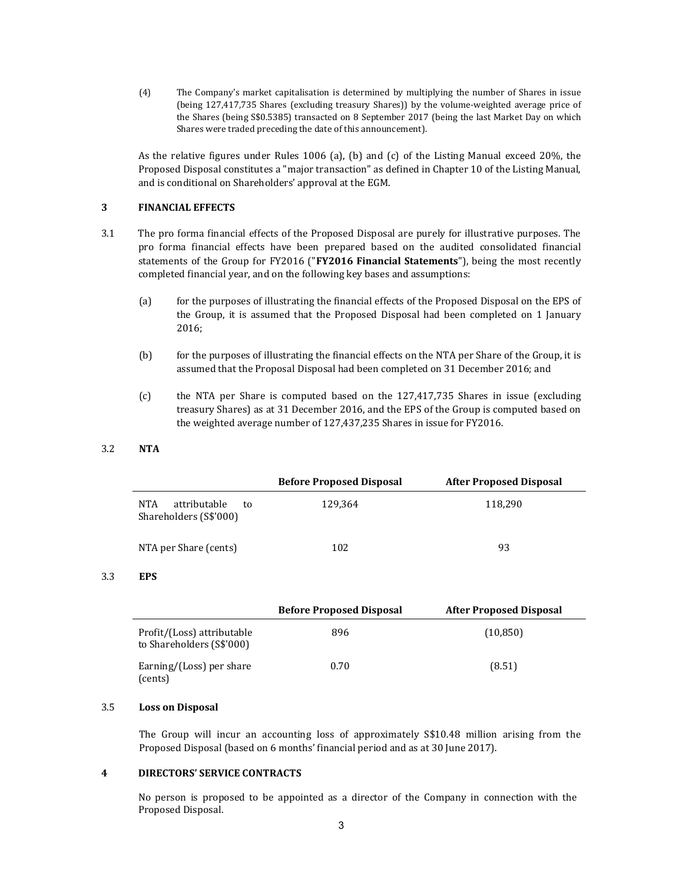(4) The Company's market capitalisation is determined by multiplying the number of Shares in issue (being 127,417,735 Shares (excluding treasury Shares)) by the volume-weighted average price of the Shares (being S$0.5385) transacted on 8 September 2017 (being the last Market Day on which Shares were traded preceding the date of this announcement).

As the relative figures under Rules 1006 (a), (b) and (c) of the Listing Manual exceed 20%, the Proposed Disposal constitutes a "major transaction" as defined in Chapter 10 of the Listing Manual, and is conditional on Shareholders' approval at the EGM.

## 3 FINANCIAL EFFECTS

3.1 The pro forma financial effects of the Proposed Disposal are purely for illustrative purposes. The pro forma financial effects have been prepared based on the audited consolidated financial statements of the Group for FY2016 ("**FY2016 Financial Statements**"), being the most recently completed financial year, and on the following key bases and assumptions:

(a) for the purposes of illustrating the financial effects of the Proposed Disposal on the EPS of the Group, it is assumed that the Proposed Disposal had been completed on 1 January 2016;

(b) for the purposes of illustrating the financial effects on the NTA per Share of the Group, it is assumed that the Proposal Disposal had been completed on 31 December 2016; and

(c) the NTA per Share is computed based on the 127,417,735 Shares in issue (excluding treasury Shares) as at 31 December 2016, and the EPS of the Group is computed based on the weighted average number of 127,437,235 Shares in issue for FY2016.

### 3.2 NTA

| | Before Proposed Disposal | After Proposed Disposal |
|---|---|---|
| NTA attributable to Shareholders (S$'000) | 129,364 | 118,290 |
| NTA per Share (cents) | 102 | 93 |

### 3.3 EPS

| | Before Proposed Disposal | After Proposed Disposal |
|---|---|---|
| Profit/(Loss) attributable to Shareholders (S$'000) | 896 | (10,850) |
| Earning/(Loss) per share (cents) | 0.70 | (8.51) |

### 3.5 Loss on Disposal

The Group will incur an accounting loss of approximately S$10.48 million arising from the Proposed Disposal (based on 6 months' financial period and as at 30 June 2017).

## 4 DIRECTORS' SERVICE CONTRACTS

No person is proposed to be appointed as a director of the Company in connection with the Proposed Disposal.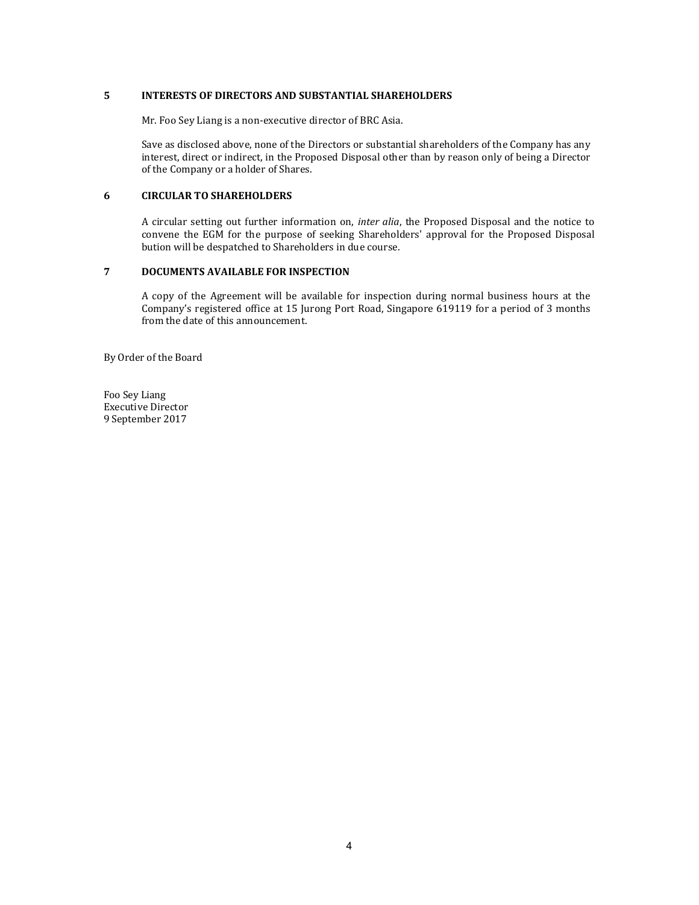## 5 INTERESTS OF DIRECTORS AND SUBSTANTIAL SHAREHOLDERS

Mr. Foo Sey Liang is a non-executive director of BRC Asia.

Save as disclosed above, none of the Directors or substantial shareholders of the Company has any interest, direct or indirect, in the Proposed Disposal other than by reason only of being a Director of the Company or a holder of Shares.

## 6 CIRCULAR TO SHAREHOLDERS

A circular setting out further information on, *inter alia*, the Proposed Disposal and the notice to convene the EGM for the purpose of seeking Shareholders' approval for the Proposed Disposal bution will be despatched to Shareholders in due course.

## 7 DOCUMENTS AVAILABLE FOR INSPECTION

A copy of the Agreement will be available for inspection during normal business hours at the Company's registered office at 15 Jurong Port Road, Singapore 619119 for a period of 3 months from the date of this announcement.

By Order of the Board

Foo Sey Liang
Executive Director
9 September 2017